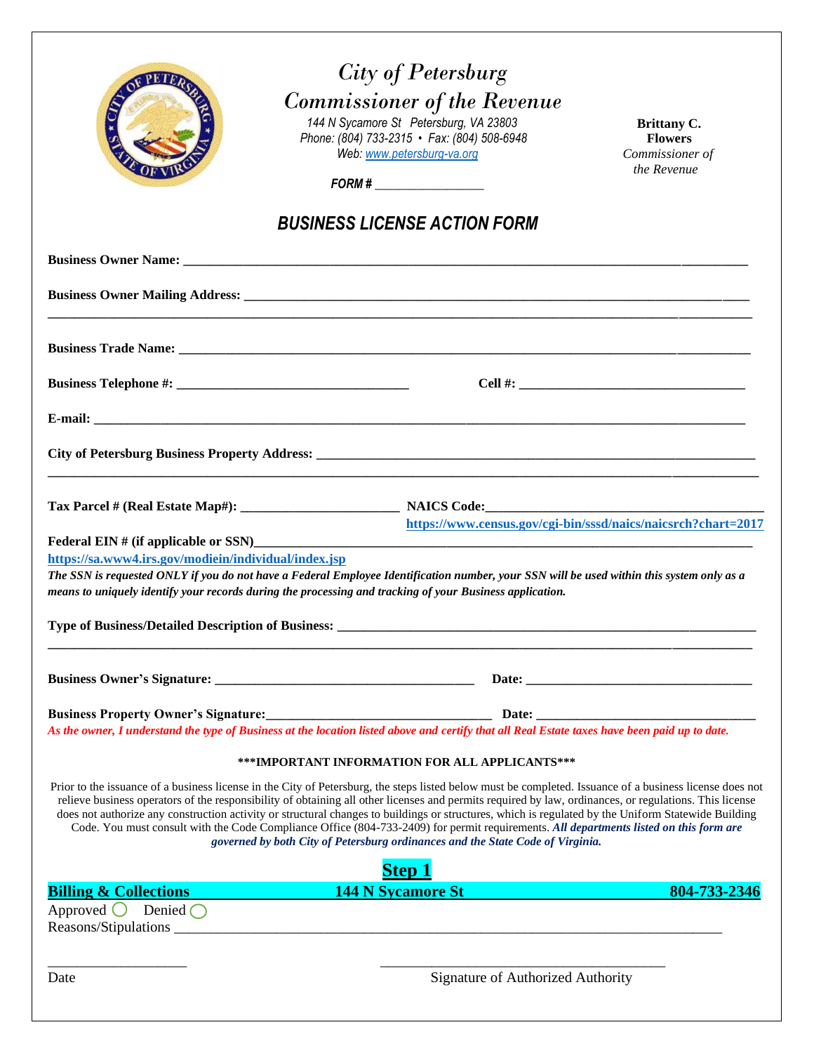# City of Petersburg
## Commissioner of the Revenue

*144 N Sycamore St Petersburg, VA 23803*
*Phone: (804) 733-2315 • Fax: (804) 508-6948*
*Web: www.petersburg-va.org*

**Brittany C. Flowers**
*Commissioner of the Revenue*

***FORM #*** ________________

## *BUSINESS LICENSE ACTION FORM*

**Business Owner Name:** ____________________________________________________________

**Business Owner Mailing Address:** ____________________________________________________________

____________________________________________________________

**Business Trade Name:** ____________________________________________________________

**Business Telephone #:** ______________________________ **Cell #:** ______________________________

**E-mail:** ____________________________________________________________

**City of Petersburg Business Property Address:** ____________________________________________________________

____________________________________________________________

**Tax Parcel # (Real Estate Map#):** ______________________ **NAICS Code:**______________________________

**https://www.census.gov/cgi-bin/sssd/naics/naicsrch?chart=2017**

**Federal EIN # (if applicable or SSN)**____________________________________________________________

**https://sa.www4.irs.gov/modiein/individual/index.jsp**

***The SSN is requested ONLY if you do not have a Federal Employee Identification number, your SSN will be used within this system only as a means to uniquely identify your records during the processing and tracking of your Business application.***

**Type of Business/Detailed Description of Business:** ____________________________________________________________

____________________________________________________________

**Business Owner's Signature:** ________________________________ **Date:** ______________________________

**Business Property Owner's Signature:**______________________________ **Date:** ______________________________

***As the owner, I understand the type of Business at the location listed above and certify that all Real Estate taxes have been paid up to date.***

**\*\*\*IMPORTANT INFORMATION FOR ALL APPLICANTS\*\*\***

Prior to the issuance of a business license in the City of Petersburg, the steps listed below must be completed. Issuance of a business license does not relieve business operators of the responsibility of obtaining all other licenses and permits required by law, ordinances, or regulations. This license does not authorize any construction activity or structural changes to buildings or structures, which is regulated by the Uniform Statewide Building Code. You must consult with the Code Compliance Office (804-733-2409) for permit requirements. ***All departments listed on this form are governed by both City of Petersburg ordinances and the State Code of Virginia.***

## Step 1

**Billing & Collections** **144 N Sycamore St** **804-733-2346**

Approved ◯ Denied ◯

Reasons/Stipulations ____________________________________________________________

____________________ ________________________________________

Date Signature of Authorized Authority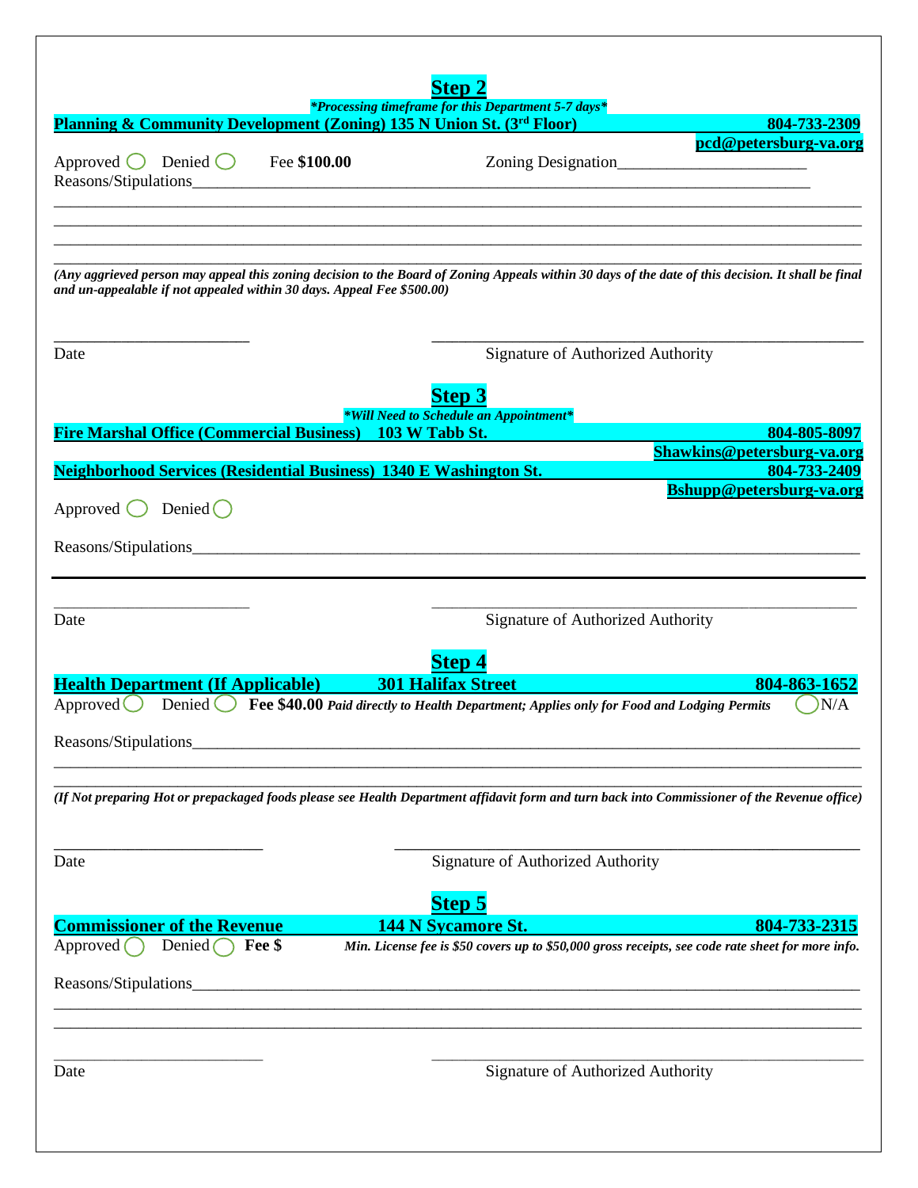## Step 2

***Processing timeframe for this Department 5-7 days***

**Planning & Community Development (Zoning) 135 N Union St. (3rd Floor)** **804-733-2309**

**pcd@petersburg-va.org**

Approved ◯ Denied ◯ Fee **$100.00** Zoning Designation______________________

Reasons/Stipulations_____________________________________________________________________________

_____________________________________________________________________________________________

_____________________________________________________________________________________________

_____________________________________________________________________________________________

***(Any aggrieved person may appeal this zoning decision to the Board of Zoning Appeals within 30 days of the date of this decision. It shall be final and un-appealable if not appealed within 30 days. Appeal Fee $500.00)***

_______________________ _____________________________________________

Date Signature of Authorized Authority

## Step 3

***Will Need to Schedule an Appointment***

**Fire Marshal Office (Commercial Business) 103 W Tabb St.** **804-805-8097**

**Shawkins@petersburg-va.org**

**Neighborhood Services (Residential Business) 1340 E Washington St.** **804-733-2409**

**Bshupp@petersburg-va.org**

Approved ◯ Denied ◯

Reasons/Stipulations_____________________________________________________________________________

_______________________ _____________________________________________

Date Signature of Authorized Authority

## Step 4

**Health Department (If Applicable) 301 Halifax Street** **804-863-1652**

Approved ◯ Denied ◯ **Fee $40.00** ***Paid directly to Health Department; Applies only for Food and Lodging Permits*** ◯N/A

Reasons/Stipulations_____________________________________________________________________________

_____________________________________________________________________________________________

***(If Not preparing Hot or prepackaged foods please see Health Department affidavit form and turn back into Commissioner of the Revenue office)***

_______________________ _____________________________________________

Date Signature of Authorized Authority

## Step 5

**Commissioner of the Revenue 144 N Sycamore St.** **804-733-2315**

Approved ◯ Denied ◯ **Fee $** ***Min. License fee is $50 covers up to $50,000 gross receipts, see code rate sheet for more info.***

Reasons/Stipulations_____________________________________________________________________________

_____________________________________________________________________________________________

_____________________________________________________________________________________________

_______________________ _____________________________________________

Date Signature of Authorized Authority